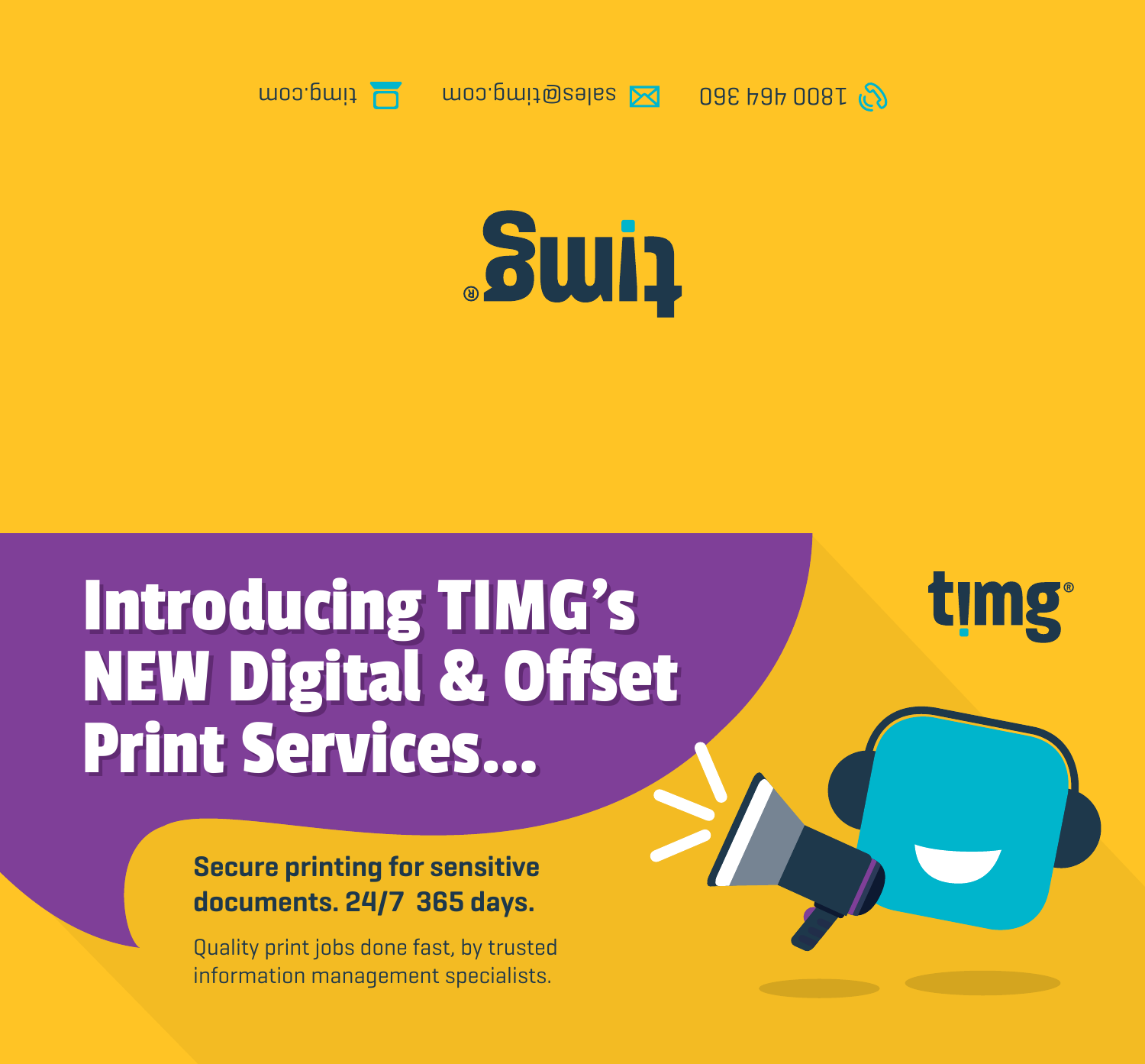1800 464 360 sales@timg.com timg.com

timg®

# Introducing TIMG's NEW Digital & Offset Print Services...

timg®

**Secure printing for sensitive documents. 24/7 365 days.**

Quality print jobs done fast, by trusted information management specialists.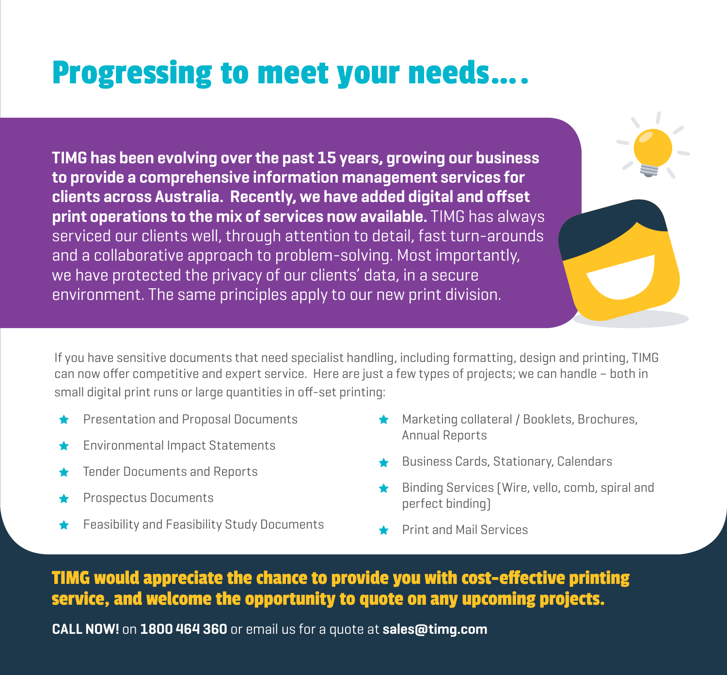# Progressing to meet your needs....

**TIMG has been evolving over the past 15 years, growing our business to provide a comprehensive information management services for clients across Australia. Recently, we have added digital and offset print operations to the mix of services now available.** TIMG has always serviced our clients well, through attention to detail, fast turn-arounds and a collaborative approach to problem-solving. Most importantly, we have protected the privacy of our clients' data, in a secure environment. The same principles apply to our new print division.

If you have sensitive documents that need specialist handling, including formatting, design and printing, TIMG can now offer competitive and expert service. Here are just a few types of projects; we can handle – both in small digital print runs or large quantities in off-set printing:

- Presentation and Proposal Documents
- Environmental Impact Statements
- Tender Documents and Reports
- Prospectus Documents
- Feasibility and Feasibility Study Documents
- Marketing collateral / Booklets, Brochures, Annual Reports
- Business Cards, Stationary, Calendars
- Binding Services (Wire, vello, comb, spiral and perfect binding)
- Print and Mail Services

**TIMG would appreciate the chance to provide you with cost-effective printing service, and welcome the opportunity to quote on any upcoming projects.**

**CALL NOW!** on **1800 464 360** or email us for a quote at **sales@timg.com**